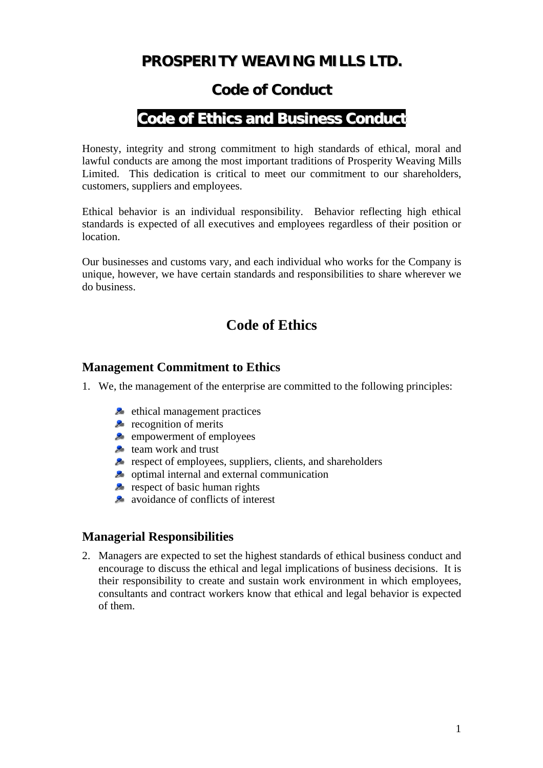# PROSPERITY WEAVING MILLS LTD.

## Code of Conduct

## Code of Ethics and Business Conduct

Honesty, integrity and strong commitment to high standards of ethical, moral and lawful conducts are among the most important traditions of Prosperity Weaving Mills Limited. This dedication is critical to meet our commitment to our shareholders, customers, suppliers and employees.

Ethical behavior is an individual responsibility. Behavior reflecting high ethical standards is expected of all executives and employees regardless of their position or location.

Our businesses and customs vary, and each individual who works for the Company is unique, however, we have certain standards and responsibilities to share wherever we do business.

## Code of Ethics

### Management Commitment to Ethics

1. We, the management of the enterprise are committed to the following principles:

   - ethical management practices
   - recognition of merits
   - empowerment of employees
   - team work and trust
   - respect of employees, suppliers, clients, and shareholders
   - optimal internal and external communication
   - respect of basic human rights
   - avoidance of conflicts of interest

### Managerial Responsibilities

2. Managers are expected to set the highest standards of ethical business conduct and encourage to discuss the ethical and legal implications of business decisions. It is their responsibility to create and sustain work environment in which employees, consultants and contract workers know that ethical and legal behavior is expected of them.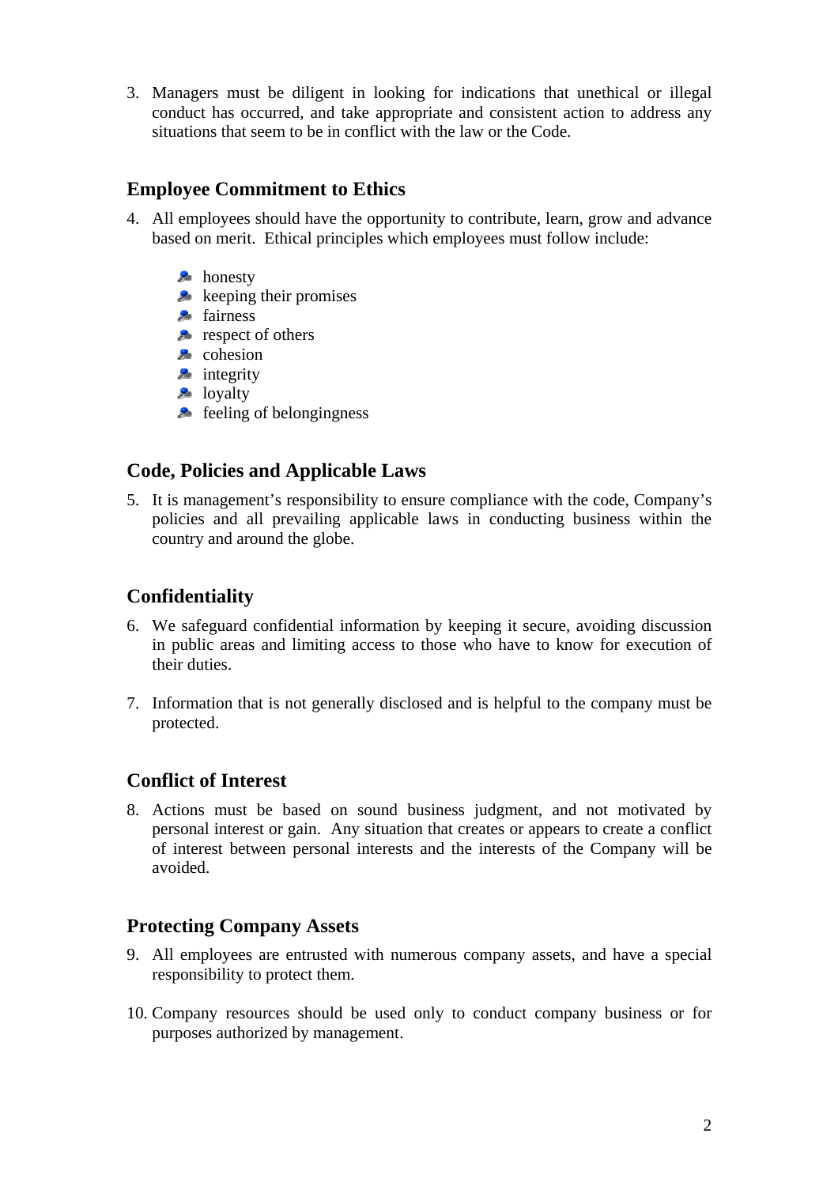3. Managers must be diligent in looking for indications that unethical or illegal conduct has occurred, and take appropriate and consistent action to address any situations that seem to be in conflict with the law or the Code.

## Employee Commitment to Ethics

4. All employees should have the opportunity to contribute, learn, grow and advance based on merit. Ethical principles which employees must follow include:

   - honesty
   - keeping their promises
   - fairness
   - respect of others
   - cohesion
   - integrity
   - loyalty
   - feeling of belongingness

## Code, Policies and Applicable Laws

5. It is management's responsibility to ensure compliance with the code, Company's policies and all prevailing applicable laws in conducting business within the country and around the globe.

## Confidentiality

6. We safeguard confidential information by keeping it secure, avoiding discussion in public areas and limiting access to those who have to know for execution of their duties.

7. Information that is not generally disclosed and is helpful to the company must be protected.

## Conflict of Interest

8. Actions must be based on sound business judgment, and not motivated by personal interest or gain. Any situation that creates or appears to create a conflict of interest between personal interests and the interests of the Company will be avoided.

## Protecting Company Assets

9. All employees are entrusted with numerous company assets, and have a special responsibility to protect them.

10. Company resources should be used only to conduct company business or for purposes authorized by management.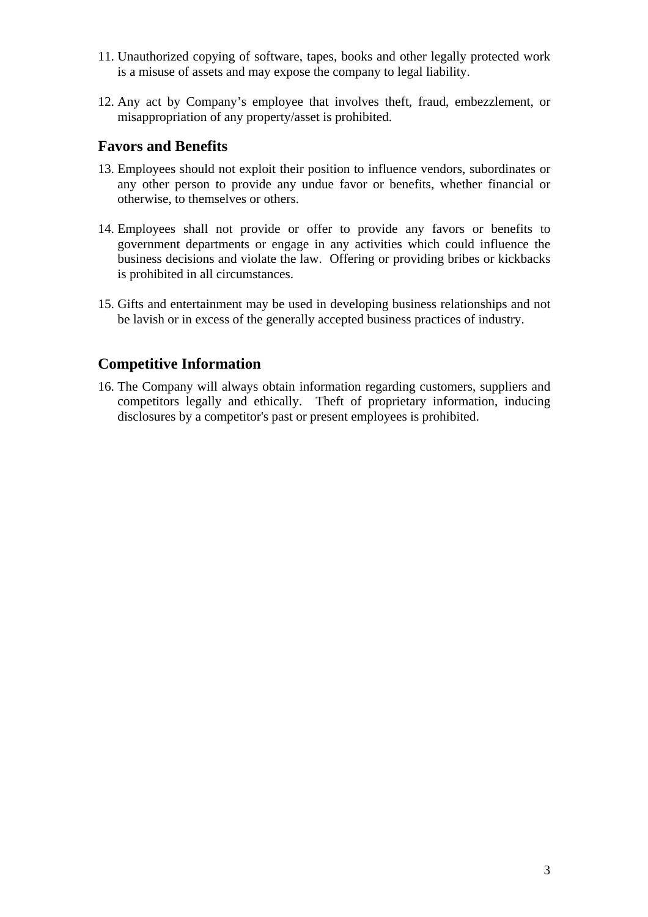11. Unauthorized copying of software, tapes, books and other legally protected work is a misuse of assets and may expose the company to legal liability.

12. Any act by Company's employee that involves theft, fraud, embezzlement, or misappropriation of any property/asset is prohibited.

## Favors and Benefits

13. Employees should not exploit their position to influence vendors, subordinates or any other person to provide any undue favor or benefits, whether financial or otherwise, to themselves or others.

14. Employees shall not provide or offer to provide any favors or benefits to government departments or engage in any activities which could influence the business decisions and violate the law. Offering or providing bribes or kickbacks is prohibited in all circumstances.

15. Gifts and entertainment may be used in developing business relationships and not be lavish or in excess of the generally accepted business practices of industry.

## Competitive Information

16. The Company will always obtain information regarding customers, suppliers and competitors legally and ethically. Theft of proprietary information, inducing disclosures by a competitor's past or present employees is prohibited.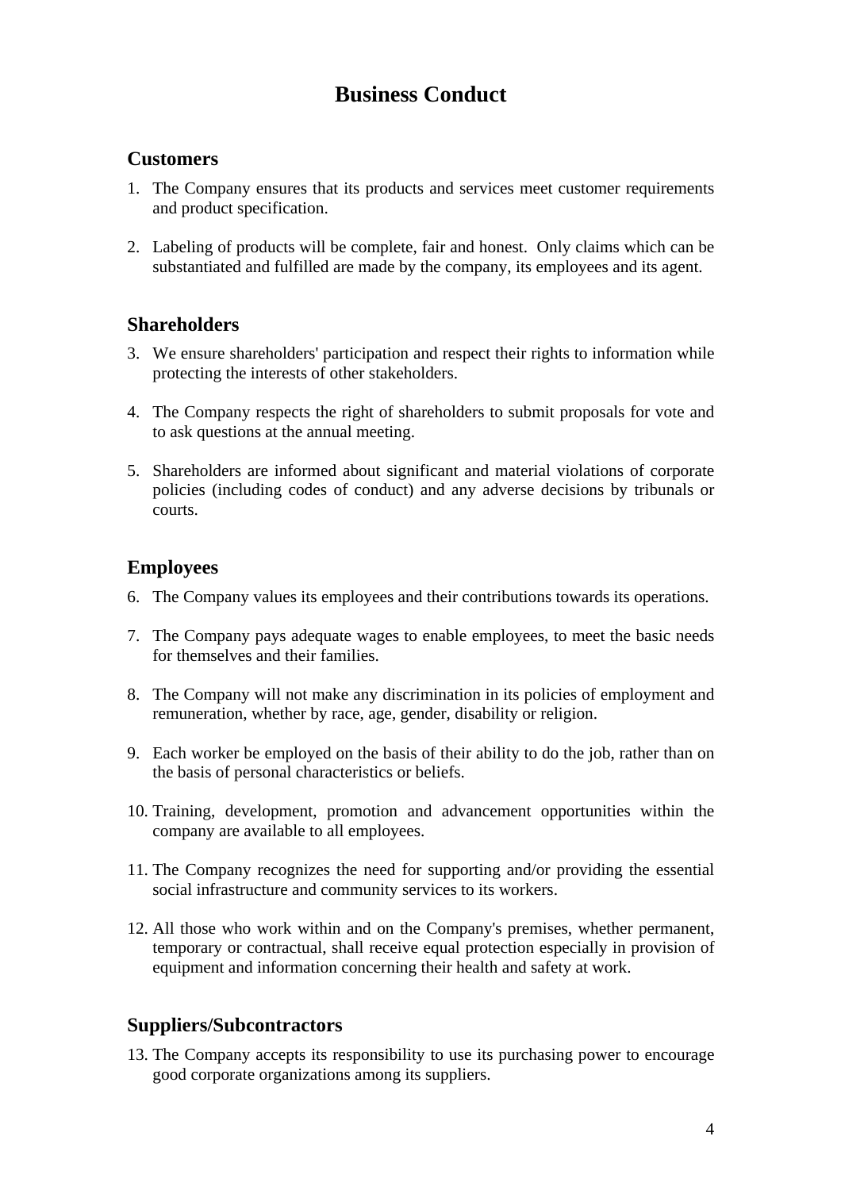# Business Conduct

## Customers

1. The Company ensures that its products and services meet customer requirements and product specification.

2. Labeling of products will be complete, fair and honest.  Only claims which can be substantiated and fulfilled are made by the company, its employees and its agent.

## Shareholders

3. We ensure shareholders' participation and respect their rights to information while protecting the interests of other stakeholders.

4. The Company respects the right of shareholders to submit proposals for vote and to ask questions at the annual meeting.

5. Shareholders are informed about significant and material violations of corporate policies (including codes of conduct) and any adverse decisions by tribunals or courts.

## Employees

6. The Company values its employees and their contributions towards its operations.

7. The Company pays adequate wages to enable employees, to meet the basic needs for themselves and their families.

8. The Company will not make any discrimination in its policies of employment and remuneration, whether by race, age, gender, disability or religion.

9. Each worker be employed on the basis of their ability to do the job, rather than on the basis of personal characteristics or beliefs.

10. Training, development, promotion and advancement opportunities within the company are available to all employees.

11. The Company recognizes the need for supporting and/or providing the essential social infrastructure and community services to its workers.

12. All those who work within and on the Company's premises, whether permanent, temporary or contractual, shall receive equal protection especially in provision of equipment and information concerning their health and safety at work.

## Suppliers/Subcontractors

13. The Company accepts its responsibility to use its purchasing power to encourage good corporate organizations among its suppliers.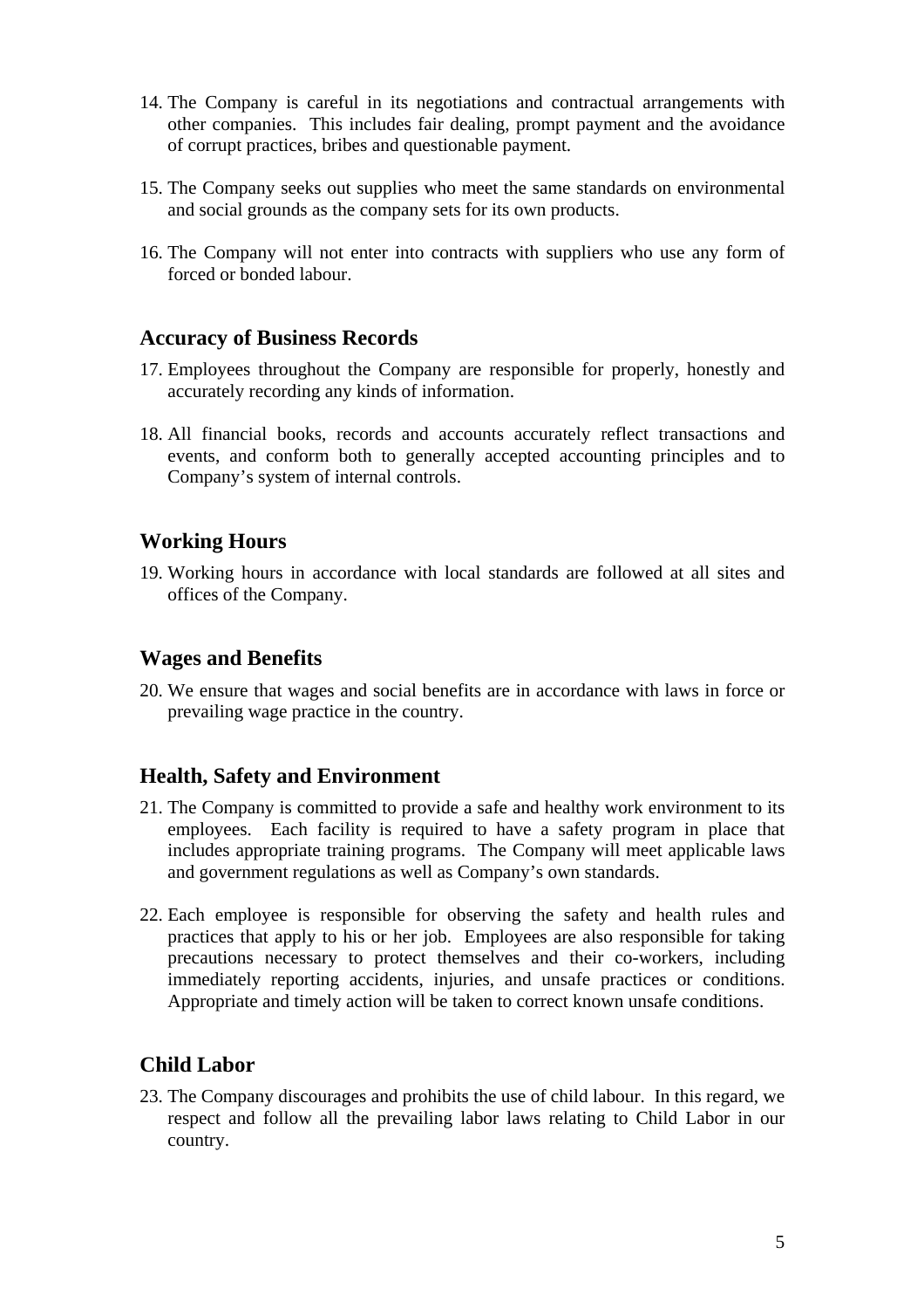14. The Company is careful in its negotiations and contractual arrangements with other companies. This includes fair dealing, prompt payment and the avoidance of corrupt practices, bribes and questionable payment.

15. The Company seeks out supplies who meet the same standards on environmental and social grounds as the company sets for its own products.

16. The Company will not enter into contracts with suppliers who use any form of forced or bonded labour.

## Accuracy of Business Records

17. Employees throughout the Company are responsible for properly, honestly and accurately recording any kinds of information.

18. All financial books, records and accounts accurately reflect transactions and events, and conform both to generally accepted accounting principles and to Company's system of internal controls.

## Working Hours

19. Working hours in accordance with local standards are followed at all sites and offices of the Company.

## Wages and Benefits

20. We ensure that wages and social benefits are in accordance with laws in force or prevailing wage practice in the country.

## Health, Safety and Environment

21. The Company is committed to provide a safe and healthy work environment to its employees. Each facility is required to have a safety program in place that includes appropriate training programs. The Company will meet applicable laws and government regulations as well as Company's own standards.

22. Each employee is responsible for observing the safety and health rules and practices that apply to his or her job. Employees are also responsible for taking precautions necessary to protect themselves and their co-workers, including immediately reporting accidents, injuries, and unsafe practices or conditions. Appropriate and timely action will be taken to correct known unsafe conditions.

## Child Labor

23. The Company discourages and prohibits the use of child labour. In this regard, we respect and follow all the prevailing labor laws relating to Child Labor in our country.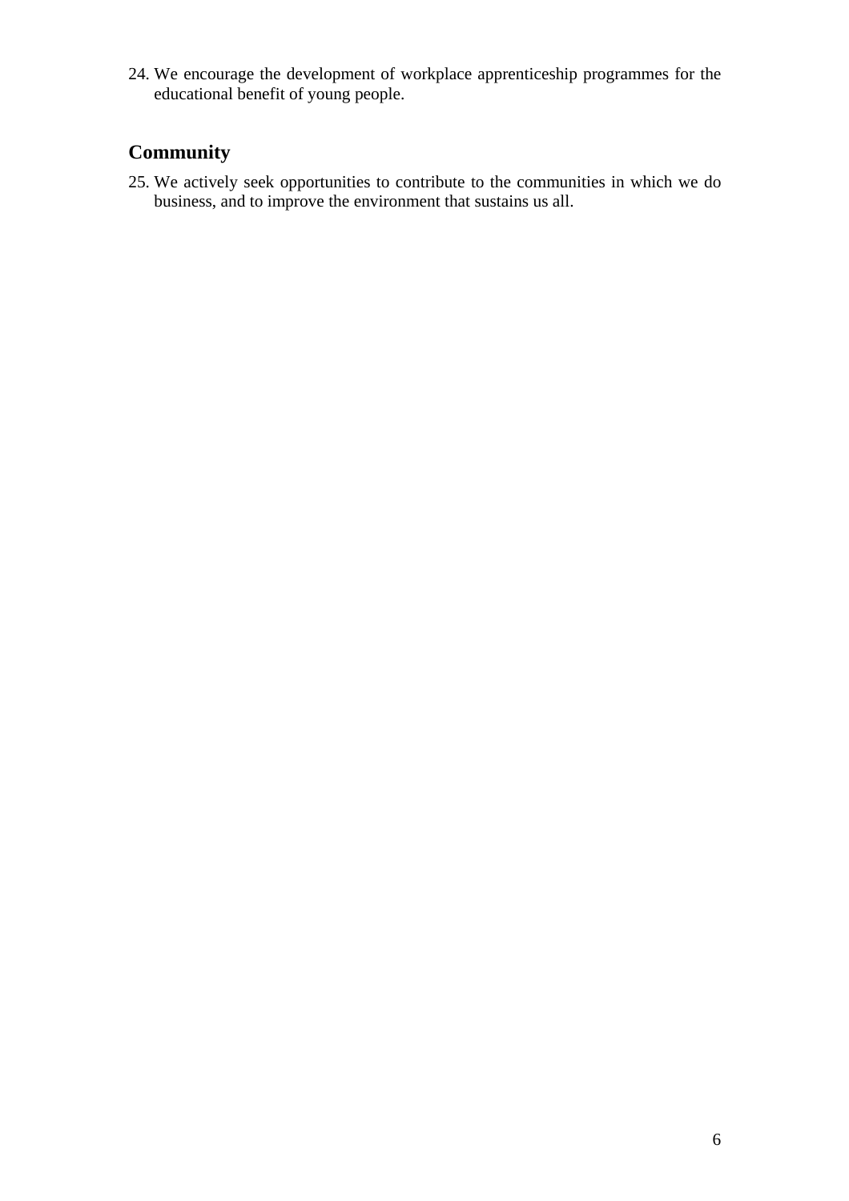24. We encourage the development of workplace apprenticeship programmes for the educational benefit of young people.

## Community

25. We actively seek opportunities to contribute to the communities in which we do business, and to improve the environment that sustains us all.